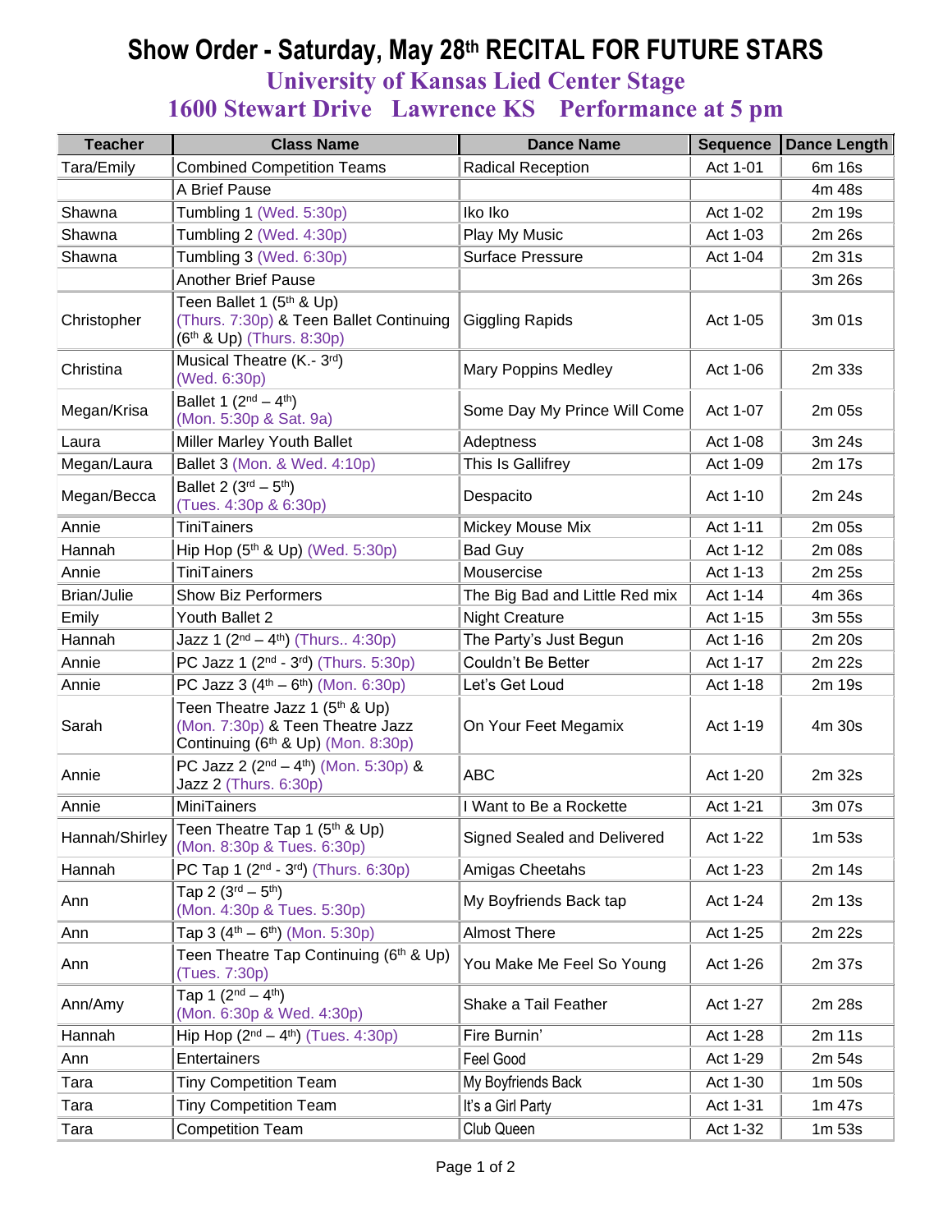# Show Order - Saturday, May 28th RECITAL FOR FUTURE STARS

## University of Kansas Lied Center Stage

## 1600 Stewart Drive Lawrence KS Performance at 5 pm

| Teacher | Class Name | Dance Name | Sequence | Dance Length |
|---|---|---|---|---|
| Tara/Emily | Combined Competition Teams | Radical Reception | Act 1-01 | 6m 16s |
| | A Brief Pause | | | 4m 48s |
| Shawna | Tumbling 1 (Wed. 5:30p) | Iko Iko | Act 1-02 | 2m 19s |
| Shawna | Tumbling 2 (Wed. 4:30p) | Play My Music | Act 1-03 | 2m 26s |
| Shawna | Tumbling 3 (Wed. 6:30p) | Surface Pressure | Act 1-04 | 2m 31s |
| | Another Brief Pause | | | 3m 26s |
| Christopher | Teen Ballet 1 (5th & Up) (Thurs. 7:30p) & Teen Ballet Continuing (6th & Up) (Thurs. 8:30p) | Giggling Rapids | Act 1-05 | 3m 01s |
| Christina | Musical Theatre (K.- 3rd) (Wed. 6:30p) | Mary Poppins Medley | Act 1-06 | 2m 33s |
| Megan/Krisa | Ballet 1 (2nd – 4th) (Mon. 5:30p & Sat. 9a) | Some Day My Prince Will Come | Act 1-07 | 2m 05s |
| Laura | Miller Marley Youth Ballet | Adeptness | Act 1-08 | 3m 24s |
| Megan/Laura | Ballet 3 (Mon. & Wed. 4:10p) | This Is Gallifrey | Act 1-09 | 2m 17s |
| Megan/Becca | Ballet 2 (3rd – 5th) (Tues. 4:30p & 6:30p) | Despacito | Act 1-10 | 2m 24s |
| Annie | TiniTainers | Mickey Mouse Mix | Act 1-11 | 2m 05s |
| Hannah | Hip Hop (5th & Up) (Wed. 5:30p) | Bad Guy | Act 1-12 | 2m 08s |
| Annie | TiniTainers | Mousercise | Act 1-13 | 2m 25s |
| Brian/Julie | Show Biz Performers | The Big Bad and Little Red mix | Act 1-14 | 4m 36s |
| Emily | Youth Ballet 2 | Night Creature | Act 1-15 | 3m 55s |
| Hannah | Jazz 1 (2nd – 4th) (Thurs.. 4:30p) | The Party's Just Begun | Act 1-16 | 2m 20s |
| Annie | PC Jazz 1 (2nd - 3rd) (Thurs. 5:30p) | Couldn't Be Better | Act 1-17 | 2m 22s |
| Annie | PC Jazz 3 (4th – 6th) (Mon. 6:30p) | Let's Get Loud | Act 1-18 | 2m 19s |
| Sarah | Teen Theatre Jazz 1 (5th & Up) (Mon. 7:30p) & Teen Theatre Jazz Continuing (6th & Up) (Mon. 8:30p) | On Your Feet Megamix | Act 1-19 | 4m 30s |
| Annie | PC Jazz 2 (2nd – 4th) (Mon. 5:30p) & Jazz 2 (Thurs. 6:30p) | ABC | Act 1-20 | 2m 32s |
| Annie | MiniTainers | I Want to Be a Rockette | Act 1-21 | 3m 07s |
| Hannah/Shirley | Teen Theatre Tap 1 (5th & Up) (Mon. 8:30p & Tues. 6:30p) | Signed Sealed and Delivered | Act 1-22 | 1m 53s |
| Hannah | PC Tap 1 (2nd - 3rd) (Thurs. 6:30p) | Amigas Cheetahs | Act 1-23 | 2m 14s |
| Ann | Tap 2 (3rd – 5th) (Mon. 4:30p & Tues. 5:30p) | My Boyfriends Back tap | Act 1-24 | 2m 13s |
| Ann | Tap 3 (4th – 6th) (Mon. 5:30p) | Almost There | Act 1-25 | 2m 22s |
| Ann | Teen Theatre Tap Continuing (6th & Up) (Tues. 7:30p) | You Make Me Feel So Young | Act 1-26 | 2m 37s |
| Ann/Amy | Tap 1 (2nd – 4th) (Mon. 6:30p & Wed. 4:30p) | Shake a Tail Feather | Act 1-27 | 2m 28s |
| Hannah | Hip Hop (2nd – 4th) (Tues. 4:30p) | Fire Burnin' | Act 1-28 | 2m 11s |
| Ann | Entertainers | Feel Good | Act 1-29 | 2m 54s |
| Tara | Tiny Competition Team | My Boyfriends Back | Act 1-30 | 1m 50s |
| Tara | Tiny Competition Team | It's a Girl Party | Act 1-31 | 1m 47s |
| Tara | Competition Team | Club Queen | Act 1-32 | 1m 53s |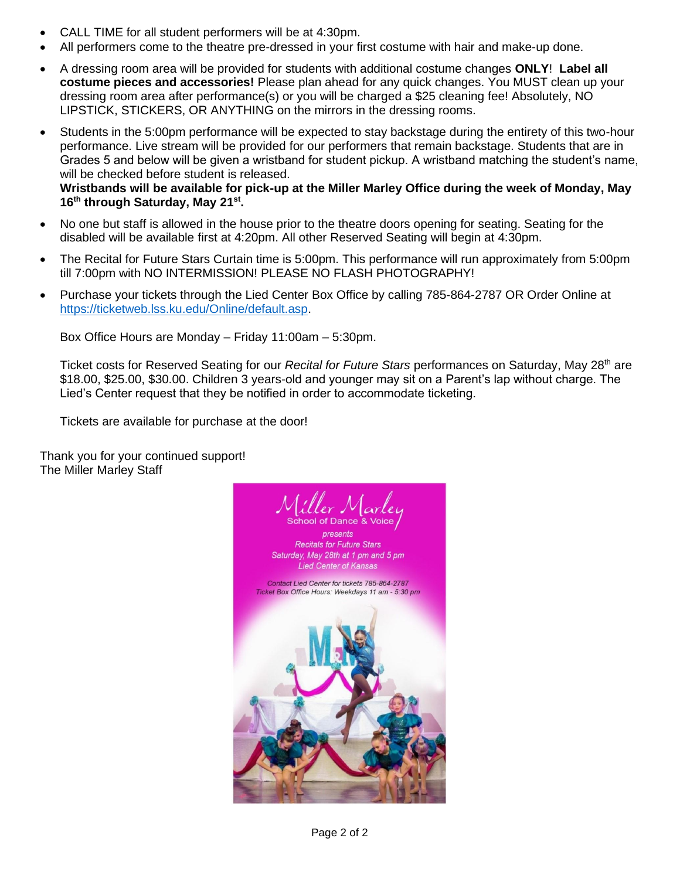- CALL TIME for all student performers will be at 4:30pm.
- All performers come to the theatre pre-dressed in your first costume with hair and make-up done.
- A dressing room area will be provided for students with additional costume changes **ONLY**! **Label all costume pieces and accessories!** Please plan ahead for any quick changes. You MUST clean up your dressing room area after performance(s) or you will be charged a $25 cleaning fee! Absolutely, NO LIPSTICK, STICKERS, OR ANYTHING on the mirrors in the dressing rooms.
- Students in the 5:00pm performance will be expected to stay backstage during the entirety of this two-hour performance. Live stream will be provided for our performers that remain backstage. Students that are in Grades 5 and below will be given a wristband for student pickup. A wristband matching the student's name, will be checked before student is released.
  **Wristbands will be available for pick-up at the Miller Marley Office during the week of Monday, May 16th through Saturday, May 21st.**
- No one but staff is allowed in the house prior to the theatre doors opening for seating. Seating for the disabled will be available first at 4:20pm. All other Reserved Seating will begin at 4:30pm.
- The Recital for Future Stars Curtain time is 5:00pm. This performance will run approximately from 5:00pm till 7:00pm with NO INTERMISSION! PLEASE NO FLASH PHOTOGRAPHY!
- Purchase your tickets through the Lied Center Box Office by calling 785-864-2787 OR Order Online at https://ticketweb.lss.ku.edu/Online/default.asp.

  Box Office Hours are Monday – Friday 11:00am – 5:30pm.

  Ticket costs for Reserved Seating for our *Recital for Future Stars* performances on Saturday, May 28th are $18.00, $25.00, $30.00. Children 3 years-old and younger may sit on a Parent's lap without charge. The Lied's Center request that they be notified in order to accommodate ticketing.

  Tickets are available for purchase at the door!

Thank you for your continued support!
The Miller Marley Staff

Miller Marley
School of Dance & Voice
*presents*
*Recitals for Future Stars*
*Saturday, May 28th at 1 pm and 5 pm*
*Lied Center of Kansas*

*Contact Lied Center for tickets 785-864-2787*
*Ticket Box Office Hours: Weekdays 11 am - 5:30 pm*